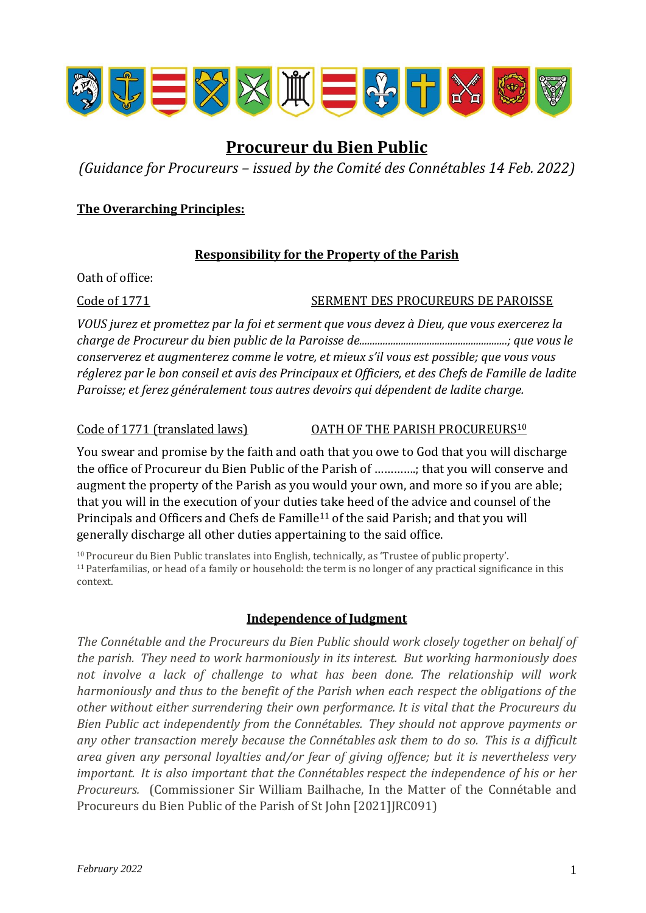# Procureur du Bien Public

*(Guidance for Procureurs – issued by the Comité des Connétables 14 Feb. 2022)*

**The Overarching Principles:**

## Responsibility for the Property of the Parish

Oath of office:

Code of 1771 — SERMENT DES PROCUREURS DE PAROISSE

*VOUS jurez et promettez par la foi et serment que vous devez à Dieu, que vous exercerez la charge de Procureur du bien public de la Paroisse de.........................................................; que vous le conserverez et augmenterez comme le votre, et mieux s'il vous est possible; que vous vous réglerez par le bon conseil et avis des Principaux et Officiers, et des Chefs de Famille de ladite Paroisse; et ferez généralement tous autres devoirs qui dépendent de ladite charge.*

Code of 1771 (translated laws) — OATH OF THE PARISH PROCUREURS[10]

You swear and promise by the faith and oath that you owe to God that you will discharge the office of Procureur du Bien Public of the Parish of …………; that you will conserve and augment the property of the Parish as you would your own, and more so if you are able; that you will in the execution of your duties take heed of the advice and counsel of the Principals and Officers and Chefs de Famille[11] of the said Parish; and that you will generally discharge all other duties appertaining to the said office.

[10] Procureur du Bien Public translates into English, technically, as 'Trustee of public property'.
[11] Paterfamilias, or head of a family or household: the term is no longer of any practical significance in this context.

## Independence of Judgment

*The Connétable and the Procureurs du Bien Public should work closely together on behalf of the parish. They need to work harmoniously in its interest. But working harmoniously does not involve a lack of challenge to what has been done. The relationship will work harmoniously and thus to the benefit of the Parish when each respect the obligations of the other without either surrendering their own performance. It is vital that the Procureurs du Bien Public act independently from the Connétables. They should not approve payments or any other transaction merely because the Connétables ask them to do so. This is a difficult area given any personal loyalties and/or fear of giving offence; but it is nevertheless very important. It is also important that the Connétables respect the independence of his or her Procureurs.* (Commissioner Sir William Bailhache, In the Matter of the Connétable and Procureurs du Bien Public of the Parish of St John [2021]JRC091)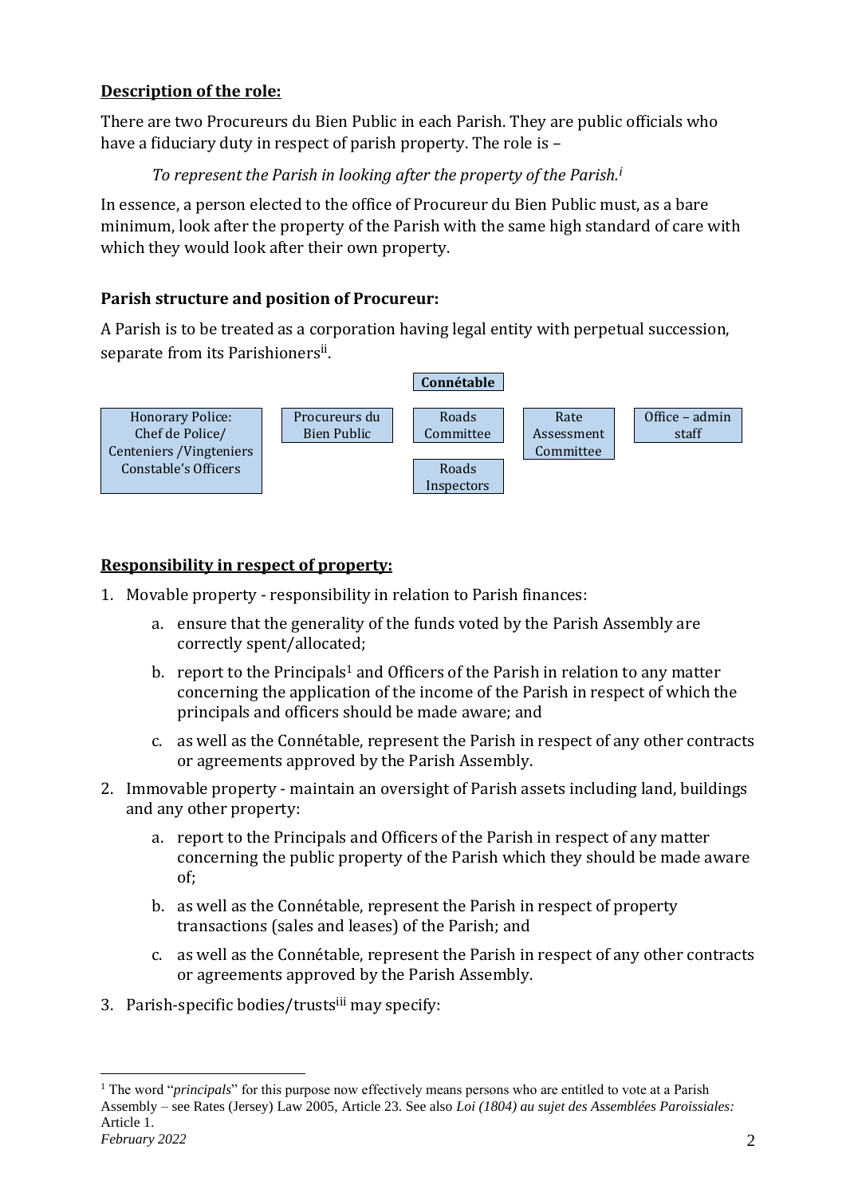## **Description of the role:**

There are two Procureurs du Bien Public in each Parish. They are public officials who have a fiduciary duty in respect of parish property. The role is –

*To represent the Parish in looking after the property of the Parish.*[i]

In essence, a person elected to the office of Procureur du Bien Public must, as a bare minimum, look after the property of the Parish with the same high standard of care with which they would look after their own property.

### **Parish structure and position of Procureur:**

A Parish is to be treated as a corporation having legal entity with perpetual succession, separate from its Parishioners[ii].

**Connétable**

- Honorary Police: Chef de Police/ Centeniers /Vingteniers Constable's Officers
- Procureurs du Bien Public
- Roads Committee
  - Roads Inspectors
- Rate Assessment Committee
- Office – admin staff

## **Responsibility in respect of property:**

1. Movable property - responsibility in relation to Parish finances:
   a. ensure that the generality of the funds voted by the Parish Assembly are correctly spent/allocated;
   b. report to the Principals[1] and Officers of the Parish in relation to any matter concerning the application of the income of the Parish in respect of which the principals and officers should be made aware; and
   c. as well as the Connétable, represent the Parish in respect of any other contracts or agreements approved by the Parish Assembly.
2. Immovable property - maintain an oversight of Parish assets including land, buildings and any other property:
   a. report to the Principals and Officers of the Parish in respect of any matter concerning the public property of the Parish which they should be made aware of;
   b. as well as the Connétable, represent the Parish in respect of property transactions (sales and leases) of the Parish; and
   c. as well as the Connétable, represent the Parish in respect of any other contracts or agreements approved by the Parish Assembly.
3. Parish-specific bodies/trusts[iii] may specify:

[1] The word "*principals*" for this purpose now effectively means persons who are entitled to vote at a Parish Assembly – see Rates (Jersey) Law 2005, Article 23. See also *Loi (1804) au sujet des Assemblées Paroissiales:* Article 1.

*February 2022*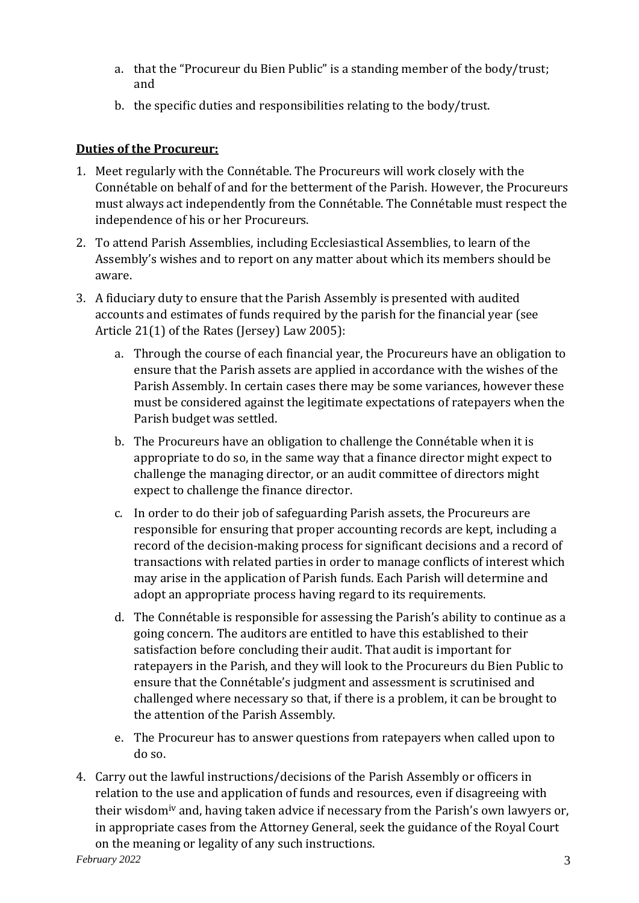a. that the "Procureur du Bien Public" is a standing member of the body/trust; and
b. the specific duties and responsibilities relating to the body/trust.

**Duties of the Procureur:**

1. Meet regularly with the Connétable. The Procureurs will work closely with the Connétable on behalf of and for the betterment of the Parish. However, the Procureurs must always act independently from the Connétable. The Connétable must respect the independence of his or her Procureurs.
2. To attend Parish Assemblies, including Ecclesiastical Assemblies, to learn of the Assembly's wishes and to report on any matter about which its members should be aware.
3. A fiduciary duty to ensure that the Parish Assembly is presented with audited accounts and estimates of funds required by the parish for the financial year (see Article 21(1) of the Rates (Jersey) Law 2005):
   a. Through the course of each financial year, the Procureurs have an obligation to ensure that the Parish assets are applied in accordance with the wishes of the Parish Assembly. In certain cases there may be some variances, however these must be considered against the legitimate expectations of ratepayers when the Parish budget was settled.
   b. The Procureurs have an obligation to challenge the Connétable when it is appropriate to do so, in the same way that a finance director might expect to challenge the managing director, or an audit committee of directors might expect to challenge the finance director.
   c. In order to do their job of safeguarding Parish assets, the Procureurs are responsible for ensuring that proper accounting records are kept, including a record of the decision-making process for significant decisions and a record of transactions with related parties in order to manage conflicts of interest which may arise in the application of Parish funds. Each Parish will determine and adopt an appropriate process having regard to its requirements.
   d. The Connétable is responsible for assessing the Parish's ability to continue as a going concern. The auditors are entitled to have this established to their satisfaction before concluding their audit. That audit is important for ratepayers in the Parish, and they will look to the Procureurs du Bien Public to ensure that the Connétable's judgment and assessment is scrutinised and challenged where necessary so that, if there is a problem, it can be brought to the attention of the Parish Assembly.
   e. The Procureur has to answer questions from ratepayers when called upon to do so.
4. Carry out the lawful instructions/decisions of the Parish Assembly or officers in relation to the use and application of funds and resources, even if disagreeing with their wisdom[iv] and, having taken advice if necessary from the Parish's own lawyers or, in appropriate cases from the Attorney General, seek the guidance of the Royal Court on the meaning or legality of any such instructions.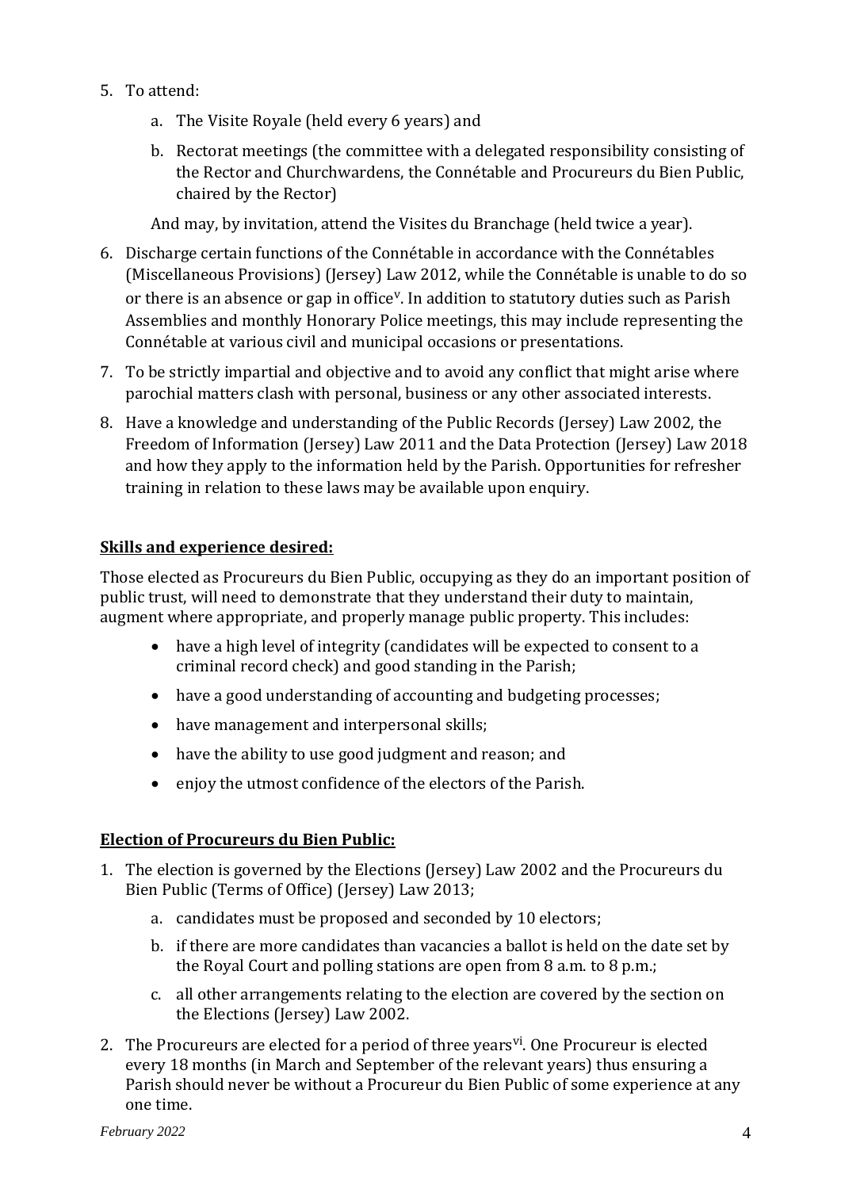5. To attend:

    a. The Visite Royale (held every 6 years) and

    b. Rectorat meetings (the committee with a delegated responsibility consisting of the Rector and Churchwardens, the Connétable and Procureurs du Bien Public, chaired by the Rector)

    And may, by invitation, attend the Visites du Branchage (held twice a year).

6. Discharge certain functions of the Connétable in accordance with the Connétables (Miscellaneous Provisions) (Jersey) Law 2012, while the Connétable is unable to do so or there is an absence or gap in office[v]. In addition to statutory duties such as Parish Assemblies and monthly Honorary Police meetings, this may include representing the Connétable at various civil and municipal occasions or presentations.

7. To be strictly impartial and objective and to avoid any conflict that might arise where parochial matters clash with personal, business or any other associated interests.

8. Have a knowledge and understanding of the Public Records (Jersey) Law 2002, the Freedom of Information (Jersey) Law 2011 and the Data Protection (Jersey) Law 2018 and how they apply to the information held by the Parish. Opportunities for refresher training in relation to these laws may be available upon enquiry.

**Skills and experience desired:**

Those elected as Procureurs du Bien Public, occupying as they do an important position of public trust, will need to demonstrate that they understand their duty to maintain, augment where appropriate, and properly manage public property. This includes:

- have a high level of integrity (candidates will be expected to consent to a criminal record check) and good standing in the Parish;
- have a good understanding of accounting and budgeting processes;
- have management and interpersonal skills;
- have the ability to use good judgment and reason; and
- enjoy the utmost confidence of the electors of the Parish.

**Election of Procureurs du Bien Public:**

1. The election is governed by the Elections (Jersey) Law 2002 and the Procureurs du Bien Public (Terms of Office) (Jersey) Law 2013;

    a. candidates must be proposed and seconded by 10 electors;

    b. if there are more candidates than vacancies a ballot is held on the date set by the Royal Court and polling stations are open from 8 a.m. to 8 p.m.;

    c. all other arrangements relating to the election are covered by the section on the Elections (Jersey) Law 2002.

2. The Procureurs are elected for a period of three years[vi]. One Procureur is elected every 18 months (in March and September of the relevant years) thus ensuring a Parish should never be without a Procureur du Bien Public of some experience at any one time.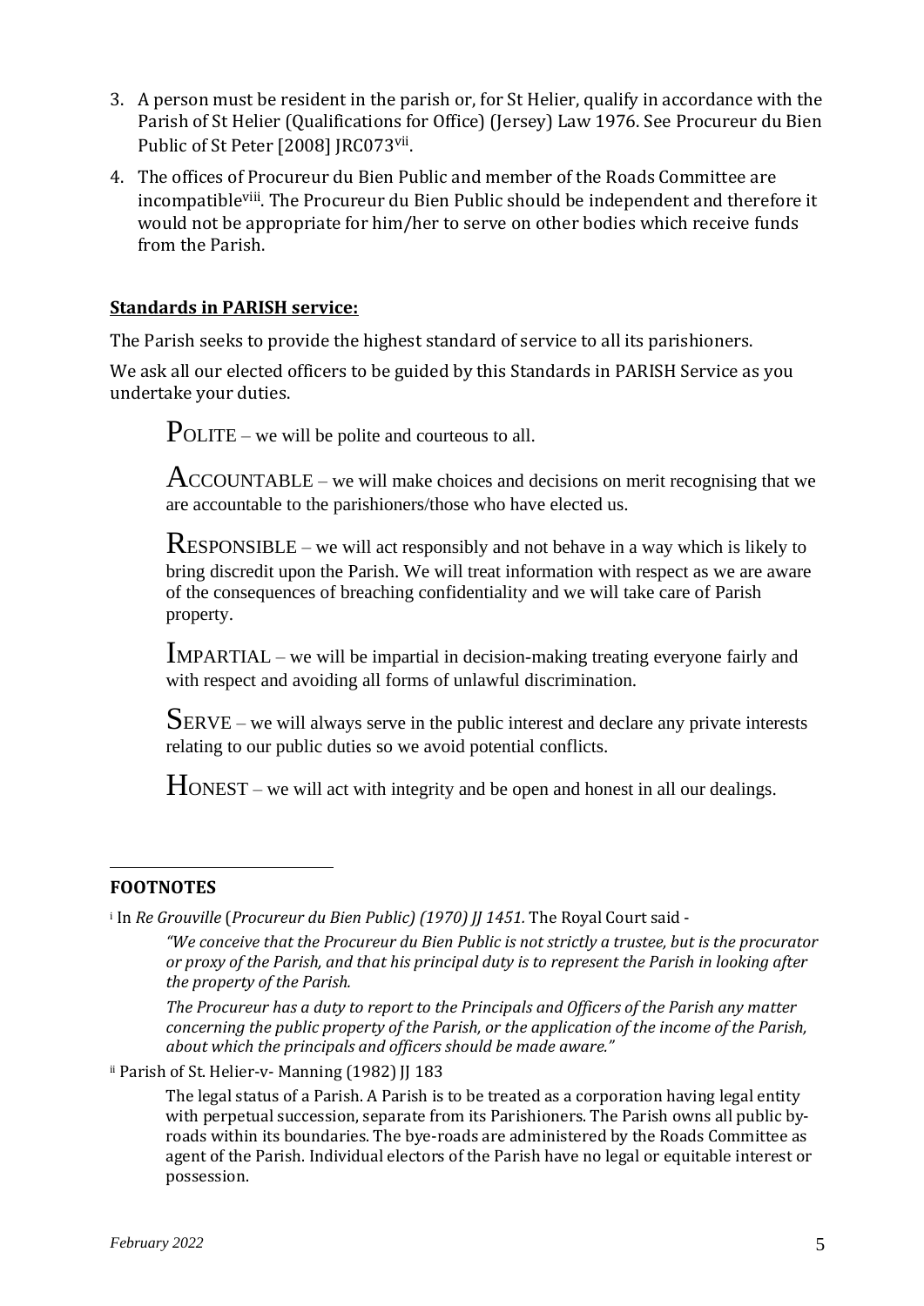3. A person must be resident in the parish or, for St Helier, qualify in accordance with the Parish of St Helier (Qualifications for Office) (Jersey) Law 1976. See Procureur du Bien Public of St Peter [2008] JRC073[vii].
4. The offices of Procureur du Bien Public and member of the Roads Committee are incompatible[viii]. The Procureur du Bien Public should be independent and therefore it would not be appropriate for him/her to serve on other bodies which receive funds from the Parish.

**Standards in PARISH service:**

The Parish seeks to provide the highest standard of service to all its parishioners.

We ask all our elected officers to be guided by this Standards in PARISH Service as you undertake your duties.

POLITE – we will be polite and courteous to all.

ACCOUNTABLE – we will make choices and decisions on merit recognising that we are accountable to the parishioners/those who have elected us.

RESPONSIBLE – we will act responsibly and not behave in a way which is likely to bring discredit upon the Parish. We will treat information with respect as we are aware of the consequences of breaching confidentiality and we will take care of Parish property.

IMPARTIAL – we will be impartial in decision-making treating everyone fairly and with respect and avoiding all forms of unlawful discrimination.

SERVE – we will always serve in the public interest and declare any private interests relating to our public duties so we avoid potential conflicts.

HONEST – we will act with integrity and be open and honest in all our dealings.

---

**FOOTNOTES**

[i] In *Re Grouville* (*Procureur du Bien Public) (1970) JJ 1451.* The Royal Court said -

> *"We conceive that the Procureur du Bien Public is not strictly a trustee, but is the procurator or proxy of the Parish, and that his principal duty is to represent the Parish in looking after the property of the Parish.*
>
> *The Procureur has a duty to report to the Principals and Officers of the Parish any matter concerning the public property of the Parish, or the application of the income of the Parish, about which the principals and officers should be made aware."*

[ii] Parish of St. Helier-v- Manning (1982) JJ 183

> The legal status of a Parish. A Parish is to be treated as a corporation having legal entity with perpetual succession, separate from its Parishioners. The Parish owns all public by-roads within its boundaries. The bye-roads are administered by the Roads Committee as agent of the Parish. Individual electors of the Parish have no legal or equitable interest or possession.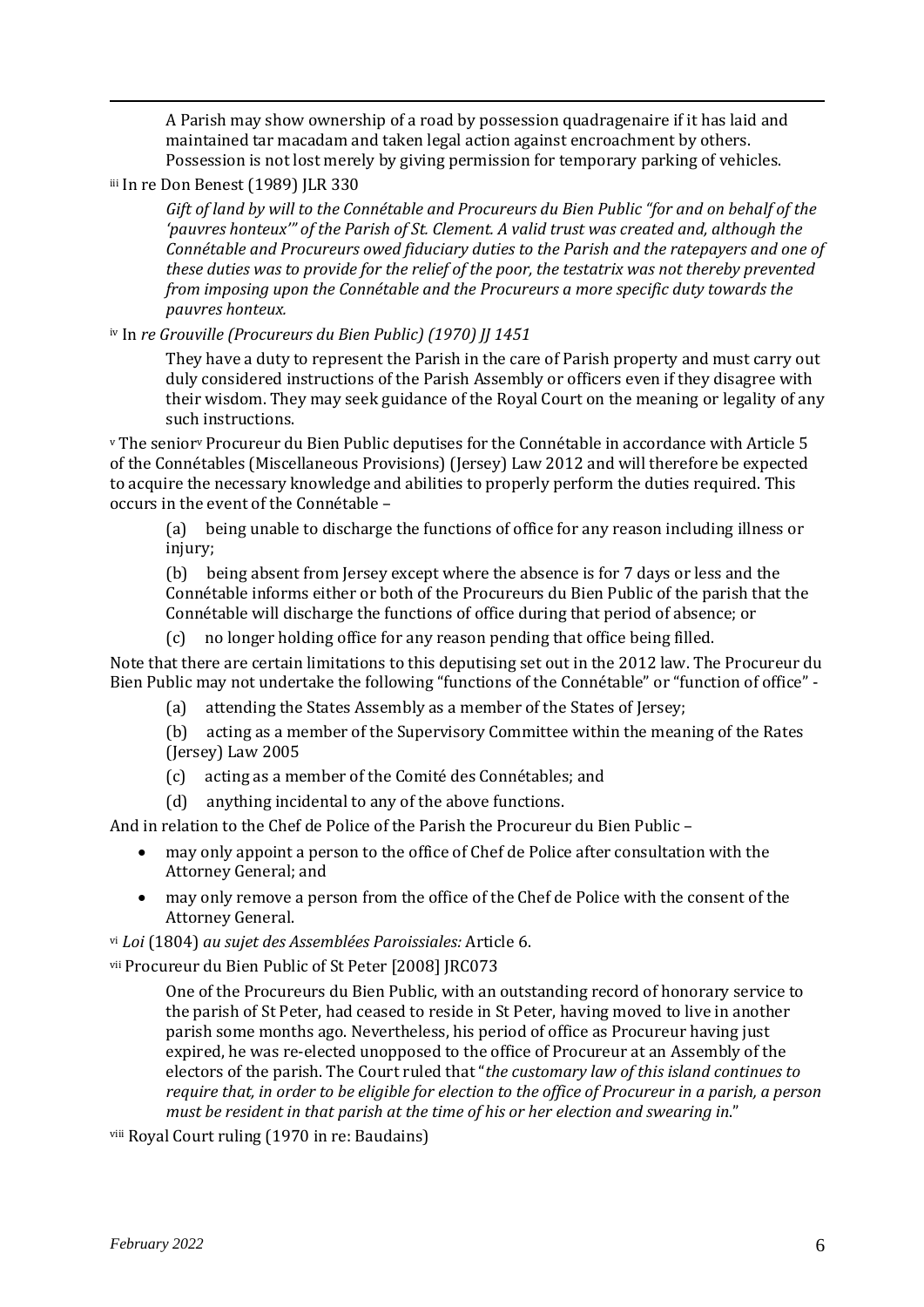A Parish may show ownership of a road by possession quadragenaire if it has laid and maintained tar macadam and taken legal action against encroachment by others. Possession is not lost merely by giving permission for temporary parking of vehicles.

[iii] In re Don Benest (1989) JLR 330

> *Gift of land by will to the Connétable and Procureurs du Bien Public "for and on behalf of the 'pauvres honteux'" of the Parish of St. Clement. A valid trust was created and, although the Connétable and Procureurs owed fiduciary duties to the Parish and the ratepayers and one of these duties was to provide for the relief of the poor, the testatrix was not thereby prevented from imposing upon the Connétable and the Procureurs a more specific duty towards the pauvres honteux.*

[iv] In *re Grouville (Procureurs du Bien Public) (1970) JJ 1451*

> They have a duty to represent the Parish in the care of Parish property and must carry out duly considered instructions of the Parish Assembly or officers even if they disagree with their wisdom. They may seek guidance of the Royal Court on the meaning or legality of any such instructions.

[v] The senior[v] Procureur du Bien Public deputises for the Connétable in accordance with Article 5 of the Connétables (Miscellaneous Provisions) (Jersey) Law 2012 and will therefore be expected to acquire the necessary knowledge and abilities to properly perform the duties required. This occurs in the event of the Connétable –

> (a) being unable to discharge the functions of office for any reason including illness or injury;
>
> (b) being absent from Jersey except where the absence is for 7 days or less and the Connétable informs either or both of the Procureurs du Bien Public of the parish that the Connétable will discharge the functions of office during that period of absence; or
>
> (c) no longer holding office for any reason pending that office being filled.

Note that there are certain limitations to this deputising set out in the 2012 law. The Procureur du Bien Public may not undertake the following "functions of the Connétable" or "function of office" -

> (a) attending the States Assembly as a member of the States of Jersey;
>
> (b) acting as a member of the Supervisory Committee within the meaning of the Rates (Jersey) Law 2005
>
> (c) acting as a member of the Comité des Connétables; and
>
> (d) anything incidental to any of the above functions.

And in relation to the Chef de Police of the Parish the Procureur du Bien Public –

- may only appoint a person to the office of Chef de Police after consultation with the Attorney General; and
- may only remove a person from the office of the Chef de Police with the consent of the Attorney General.

[vi] *Loi* (1804) *au sujet des Assemblées Paroissiales:* Article 6.

[vii] Procureur du Bien Public of St Peter [2008] JRC073

> One of the Procureurs du Bien Public, with an outstanding record of honorary service to the parish of St Peter, had ceased to reside in St Peter, having moved to live in another parish some months ago. Nevertheless, his period of office as Procureur having just expired, he was re-elected unopposed to the office of Procureur at an Assembly of the electors of the parish. The Court ruled that "*the customary law of this island continues to require that, in order to be eligible for election to the office of Procureur in a parish, a person must be resident in that parish at the time of his or her election and swearing in*."

[viii] Royal Court ruling (1970 in re: Baudains)